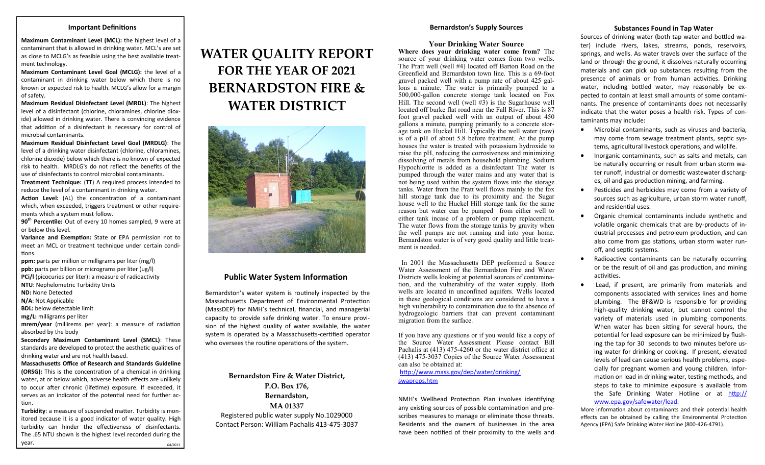## Important Definitions

**Maximum Contaminant Level (MCL):** the highest level of a contaminant that is allowed in drinking water. MCL's are set as close to MCLG's as feasible using the best available treatment technology.

**Maximum Contaminant Level Goal (MCLG):** the level of a contaminant in drinking water below which there is no known or expected risk to health. MCLG's allow for a margin of safety.

**Maximum Residual Disinfectant Level (MRDL)**: The highest level of a disinfectant (chlorine, chloramines, chlorine dioxide) allowed in drinking water. There is convincing evidence that addition of a disinfectant is necessary for control of microbial contaminants.

**Maximum Residual Disinfectant Level Goal (MRDLG)**: The level of a drinking water disinfectant (chlorine, chloramines, chlorine dioxide) below which there is no known of expected risk to health. MRDLG's do not reflect the benefits of the use of disinfectants to control microbial contaminants.

**Treatment Technique:** (TT) A required process intended to reduce the level of a contaminant in drinking water.

**Action Level:** (AL) the concentration of a contaminant which, when exceeded, triggers treatment or other requirements which a system must follow.

**90th Percentile:** Out of every 10 homes sampled, 9 were at or below this level.

**Variance and Exemption:** State or EPA permission not to meet an MCL or treatment technique under certain conditions.

**ppm:** parts per million or milligrams per liter (mg/l)
**ppb:** parts per billion or micrograms per liter (ug/l)
**PCi/l** (picocuries per liter): a measure of radioactivity
**NTU**: Nephelometric Turbidity Units
**ND:** None Detected
**N/A**: Not Applicable
**BDL:** below detectable limit
**mg/L:** milligrams per liter
**mrem/year** (millirems per year): a measure of radiation absorbed by the body

**Secondary Maximum Contaminant Level (SMCL)**: These standards are developed to protect the aesthetic qualities of drinking water and are not health based.

**Massachusetts Office of Research and Standards Guideline (ORSG):** This is the concentration of a chemical in drinking water, at or below which, adverse health effects are unlikely to occur after chronic (lifetime) exposure. If exceeded, it serves as an indicator of the potential need for further action.

**Turbidity**: a measure of suspended matter. Turbidity is monitored because it is a good indicator of water quality. High turbidity can hinder the effectiveness of disinfectants. The .65 NTU shown is the highest level recorded during the year.

04/2013

# WATER QUALITY REPORT FOR THE YEAR OF 2021 BERNARDSTON FIRE & WATER DISTRICT

## Public Water System Information

Bernardston's water system is routinely inspected by the Massachusetts Department of Environmental Protection (MassDEP) for NMH's technical, financial, and managerial capacity to provide safe drinking water. To ensure provision of the highest quality of water available, the water system is operated by a Massachusetts-certified operator who oversees the routine operations of the system.

**Bernardston Fire & Water District,**
**P.O. Box 176,**
**Bernardston,**
**MA 01337**
Registered public water supply No.1029000
Contact Person: William Pachalis 413-475-3037

## Bernardston's Supply Sources

### Your Drinking Water Source

**Where does your drinking water come from?** The source of your drinking water comes from two wells. The Pratt well (well #4) located off Barton Road on the Greenfield and Bernardston town line. This is a 69-foot gravel packed well with a pump rate of about 425 gallons a minute. The water is primarily pumped to a 500,000-gallon concrete storage tank located on Fox Hill. The second well (well #3) is the Sugarhouse well located off burke flat road near the Fall River. This is 87 foot gravel packed well with an output of about 450 gallons a minute, pumping primarily to a concrete storage tank on Huckel Hill. Typically the well water (raw) is of a pH of about 5.8 before treatment. At the pump houses the water is treated with potassium hydroxide to raise the pH, reducing the corrosiveness and minimizing dissolving of metals from household plumbing. Sodium Hypochlorite is added as a disinfectant The water is pumped through the water mains and any water that is not being used within the system flows into the storage tanks. Water from the Pratt well flows mainly to the fox hill storage tank due to its proximity and the Sugar house well to the Huckel Hill storage tank for the same reason but water can be pumped from either well to either tank incase of a problem or pump replacement. The water flows from the storage tanks by gravity when the well pumps are not running and into your home. Bernardston water is of very good quality and little treatment is needed.

In 2001 the Massachusetts DEP preformed a Source Water Assessment of the Bernardston Fire and Water Districts wells looking at potential sources of contamination, and the vulnerability of the water supply. Both wells are located in unconfined aquifers. Wells located in these geological conditions are considered to have a high vulnerability to contamination due to the absence of hydrogeologic barriers that can prevent contaminant migration from the surface.

If you have any questions or if you would like a copy of the Source Water Assessment Please contact Bill Pachalis at (413) 475-4260 or the water district office at (413) 475-3037 Copies of the Source Water Assessment can also be obtained at:
http://www.mass.gov/dep/water/drinking/swapreps.htm

NMH's Wellhead Protection Plan involves identifying any existing sources of possible contamination and prescribes measures to manage or eliminate those threats. Residents and the owners of businesses in the area have been notified of their proximity to the wells and

## Substances Found in Tap Water

Sources of drinking water (both tap water and bottled water) include rivers, lakes, streams, ponds, reservoirs, springs, and wells. As water travels over the surface of the land or through the ground, it dissolves naturally occurring materials and can pick up substances resulting from the presence of animals or from human activities. Drinking water, including bottled water, may reasonably be expected to contain at least small amounts of some contaminants. The presence of contaminants does not necessarily indicate that the water poses a health risk. Types of contaminants may include:

- Microbial contaminants, such as viruses and bacteria, may come from sewage treatment plants, septic systems, agricultural livestock operations, and wildlife.
- Inorganic contaminants, such as salts and metals, can be naturally occurring or result from urban storm water runoff, industrial or domestic wastewater discharges, oil and gas production mining, and farming.
- Pesticides and herbicides may come from a variety of sources such as agriculture, urban storm water runoff, and residential uses.
- Organic chemical contaminants include synthetic and volatile organic chemicals that are by-products of industrial processes and petroleum production, and can also come from gas stations, urban storm water runoff, and septic systems.
- Radioactive contaminants can be naturally occurring or be the result of oil and gas production, and mining activities.
- Lead, if present, are primarily from materials and components associated with services lines and home plumbing. The BF&WD is responsible for providing high-quality drinking water, but cannot control the variety of materials used in plumbing components. When water has been sitting for several hours, the potential for lead exposure can be minimized by flushing the tap for 30 seconds to two minutes before using water for drinking or cooking. If present, elevated levels of lead can cause serious health problems, especially for pregnant women and young children. Information on lead in drinking water, testing methods, and steps to take to minimize exposure is available from the Safe Drinking Water Hotline or at http://www.epa.gov/safewater/lead.

More information about contaminants and their potential health effects can be obtained by calling the Environmental Protection Agency (EPA) Safe Drinking Water Hotline (800-426-4791).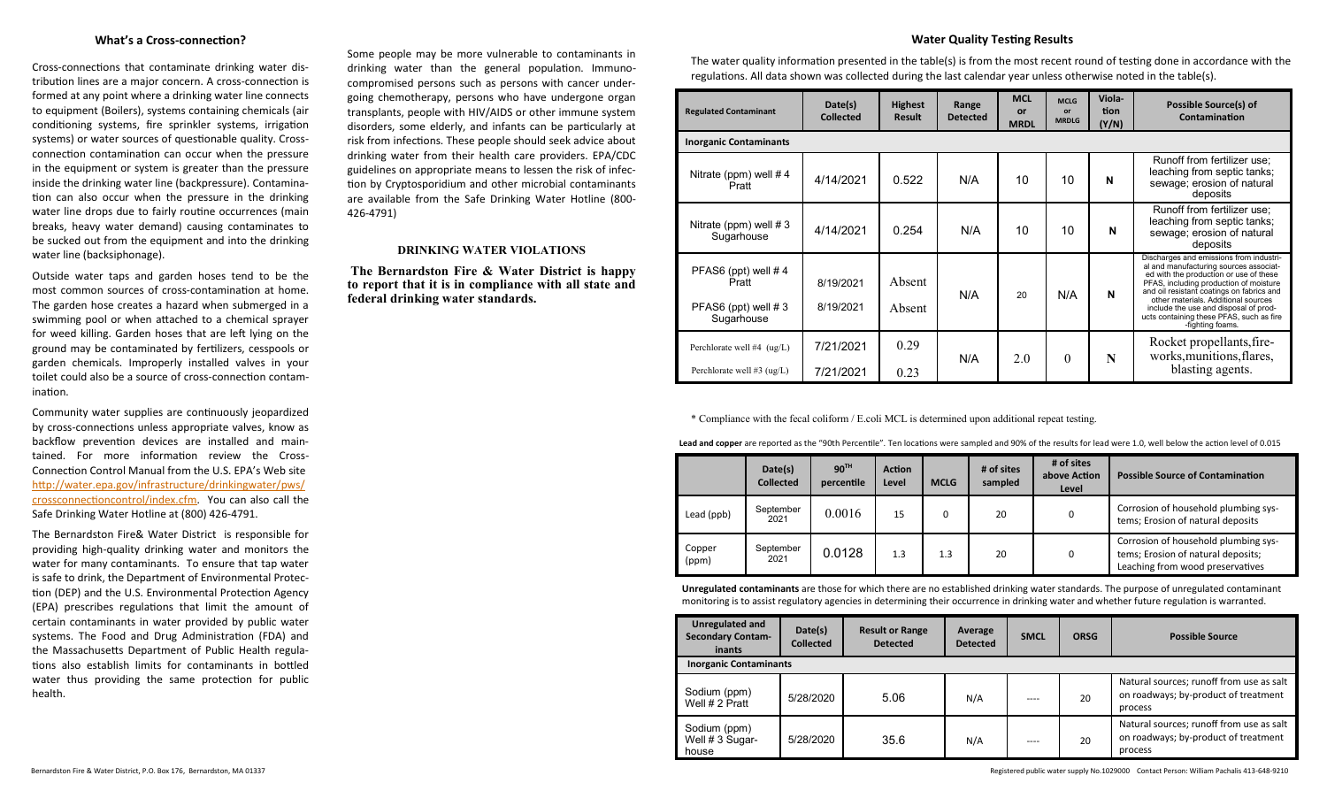### What's a Cross-connection?

Cross-connections that contaminate drinking water distribution lines are a major concern. A cross-connection is formed at any point where a drinking water line connects to equipment (Boilers), systems containing chemicals (air conditioning systems, fire sprinkler systems, irrigation systems) or water sources of questionable quality. Cross-connection contamination can occur when the pressure in the equipment or system is greater than the pressure inside the drinking water line (backpressure). Contamination can also occur when the pressure in the drinking water line drops due to fairly routine occurrences (main breaks, heavy water demand) causing contaminates to be sucked out from the equipment and into the drinking water line (backsiphonage).

Outside water taps and garden hoses tend to be the most common sources of cross-contamination at home. The garden hose creates a hazard when submerged in a swimming pool or when attached to a chemical sprayer for weed killing. Garden hoses that are left lying on the ground may be contaminated by fertilizers, cesspools or garden chemicals. Improperly installed valves in your toilet could also be a source of cross-connection contamination.

Community water supplies are continuously jeopardized by cross-connections unless appropriate valves, known as backflow prevention devices are installed and maintained. For more information review the Cross-Connection Control Manual from the U.S. EPA's Web site http://water.epa.gov/infrastructure/drinkingwater/pws/crossconnectioncontrol/index.cfm. You can also call the Safe Drinking Water Hotline at (800) 426-4791.

The Bernardston Fire& Water District is responsible for providing high-quality drinking water and monitors the water for many contaminants. To ensure that tap water is safe to drink, the Department of Environmental Protection (DEP) and the U.S. Environmental Protection Agency (EPA) prescribes regulations that limit the amount of certain contaminants in water provided by public water systems. The Food and Drug Administration (FDA) and the Massachusetts Department of Public Health regulations also establish limits for contaminants in bottled water thus providing the same protection for public health.

Some people may be more vulnerable to contaminants in drinking water than the general population. Immuno-compromised persons such as persons with cancer undergoing chemotherapy, persons who have undergone organ transplants, people with HIV/AIDS or other immune system disorders, some elderly, and infants can be particularly at risk from infections. These people should seek advice about drinking water from their health care providers. EPA/CDC guidelines on appropriate means to lessen the risk of infection by Cryptosporidium and other microbial contaminants are available from the Safe Drinking Water Hotline (800-426-4791)

### DRINKING WATER VIOLATIONS

**The Bernardston Fire & Water District is happy to report that it is in compliance with all state and federal drinking water standards.**

### Water Quality Testing Results

The water quality information presented in the table(s) is from the most recent round of testing done in accordance with the regulations. All data shown was collected during the last calendar year unless otherwise noted in the table(s).

| Regulated Contaminant | Date(s) Collected | Highest Result | Range Detected | MCL or MRDL | MCLG or MRDLG | Violation (Y/N) | Possible Source(s) of Contamination |
|---|---|---|---|---|---|---|---|
| **Inorganic Contaminants** | | | | | | | |
| Nitrate (ppm) well # 4 Pratt | 4/14/2021 | 0.522 | N/A | 10 | 10 | N | Runoff from fertilizer use; leaching from septic tanks; sewage; erosion of natural deposits |
| Nitrate (ppm) well # 3 Sugarhouse | 4/14/2021 | 0.254 | N/A | 10 | 10 | N | Runoff from fertilizer use; leaching from septic tanks; sewage; erosion of natural deposits |
| PFAS6 (ppt) well # 4 Pratt | 8/19/2021 | Absent | N/A | 20 | N/A | N | Discharges and emissions from industrial and manufacturing sources associated with the production or use of these PFAS, including production of moisture and oil resistant coatings on fabrics and other materials. Additional sources include the use and disposal of products containing these PFAS, such as fire -fighting foams. |
| PFAS6 (ppt) well # 3 Sugarhouse | 8/19/2021 | Absent | | | | | |
| Perchlorate well #4 (ug/L) | 7/21/2021 | 0.29 | N/A | 2.0 | 0 | N | Rocket propellants,fireworks,munitions,flares, blasting agents. |
| Perchlorate well #3 (ug/L) | 7/21/2021 | 0.23 | | | | | |

\* Compliance with the fecal coliform / E.coli MCL is determined upon additional repeat testing.

**Lead and copper** are reported as the "90th Percentile". Ten locations were sampled and 90% of the results for lead were 1.0, well below the action level of 0.015

| | Date(s) Collected | $90^{TH}$ percentile | Action Level | MCLG | # of sites sampled | # of sites above Action Level | Possible Source of Contamination |
|---|---|---|---|---|---|---|---|
| Lead (ppb) | September 2021 | 0.0016 | 15 | 0 | 20 | 0 | Corrosion of household plumbing systems; Erosion of natural deposits |
| Copper (ppm) | September 2021 | 0.0128 | 1.3 | 1.3 | 20 | 0 | Corrosion of household plumbing systems; Erosion of natural deposits; Leaching from wood preservatives |

**Unregulated contaminants** are those for which there are no established drinking water standards. The purpose of unregulated contaminant monitoring is to assist regulatory agencies in determining their occurrence in drinking water and whether future regulation is warranted.

| Unregulated and Secondary Contaminants | Date(s) Collected | Result or Range Detected | Average Detected | SMCL | ORSG | Possible Source |
|---|---|---|---|---|---|---|
| **Inorganic Contaminants** | | | | | | |
| Sodium (ppm) Well # 2 Pratt | 5/28/2020 | 5.06 | N/A | ---- | 20 | Natural sources; runoff from use as salt on roadways; by-product of treatment process |
| Sodium (ppm) Well # 3 Sugarhouse | 5/28/2020 | 35.6 | N/A | ---- | 20 | Natural sources; runoff from use as salt on roadways; by-product of treatment process |

Bernardston Fire & Water District, P.O. Box 176, Bernardston, MA 01337

Registered public water supply No.1029000 Contact Person: William Pachalis 413-648-9210